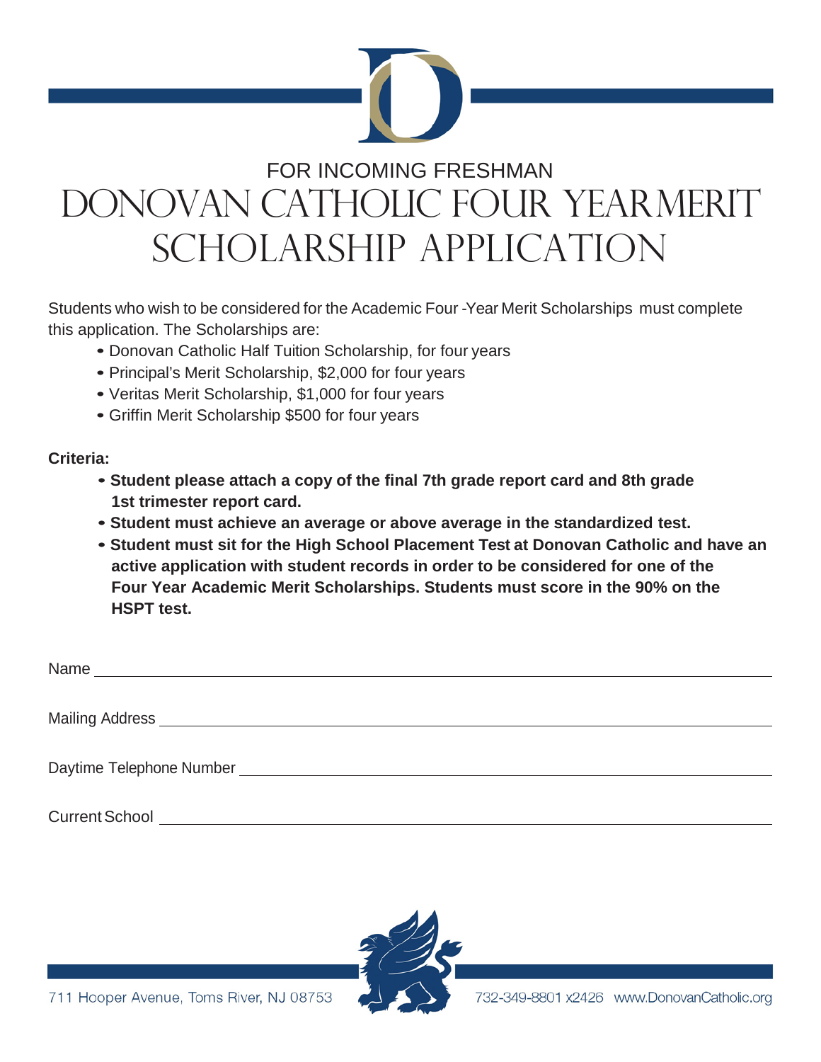FOR INCOMING FRESHMAN

# DONOVAN CATHOLIC FOUR YEAR MERIT SCHOLARSHIP APPLICATION

Students who wish to be considered for the Academic Four -Year Merit Scholarships must complete this application. The Scholarships are:

- Donovan Catholic Half Tuition Scholarship, for four years
- Principal's Merit Scholarship, $2,000 for four years
- Veritas Merit Scholarship, $1,000 for four years
- Griffin Merit Scholarship $500 for four years

**Criteria:**

- **Student please attach a copy of the final 7th grade report card and 8th grade 1st trimester report card.**
- **Student must achieve an average or above average in the standardized test.**
- **Student must sit for the High School Placement Test at Donovan Catholic and have an active application with student records in order to be considered for one of the Four Year Academic Merit Scholarships. Students must score in the 90% on the HSPT test.**

Name ______________________________

Mailing Address ______________________________

Daytime Telephone Number ______________________________

Current School ______________________________

711 Hooper Avenue, Toms River, NJ 08753

732-349-8801 x2426 www.DonovanCatholic.org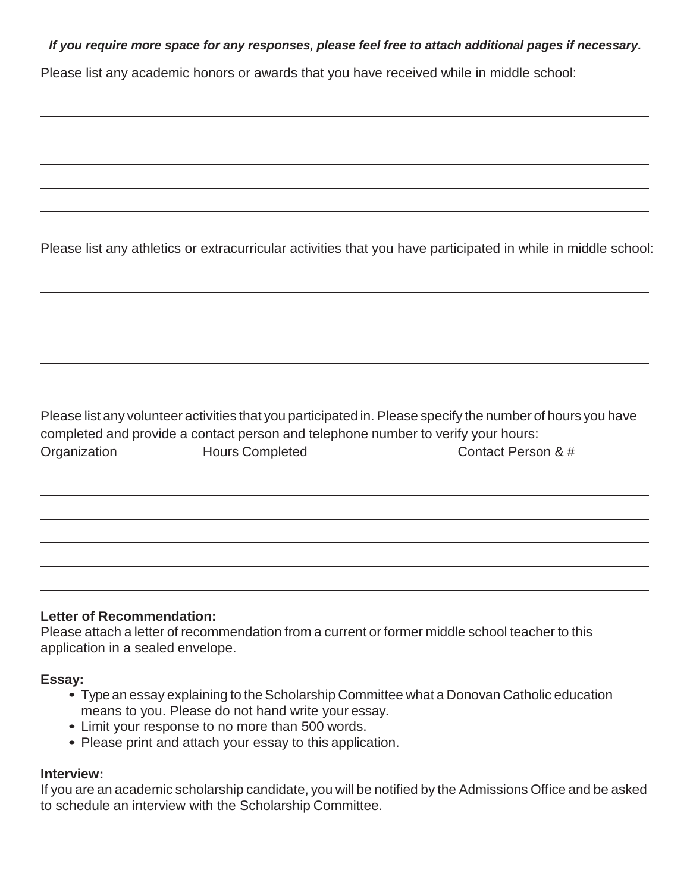***If you require more space for any responses, please feel free to attach additional pages if necessary.***

Please list any academic honors or awards that you have received while in middle school:

Please list any athletics or extracurricular activities that you have participated in while in middle school:

Please list any volunteer activities that you participated in. Please specify the number of hours you have completed and provide a contact person and telephone number to verify your hours:

| Organization | Hours Completed | Contact Person & # |
| --- | --- | --- |
| | | |
| | | |
| | | |
| | | |
| | | |

**Letter of Recommendation:**
Please attach a letter of recommendation from a current or former middle school teacher to this application in a sealed envelope.

**Essay:**

- Type an essay explaining to the Scholarship Committee what a Donovan Catholic education means to you. Please do not hand write your essay.
- Limit your response to no more than 500 words.
- Please print and attach your essay to this application.

**Interview:**
If you are an academic scholarship candidate, you will be notified by the Admissions Office and be asked to schedule an interview with the Scholarship Committee.